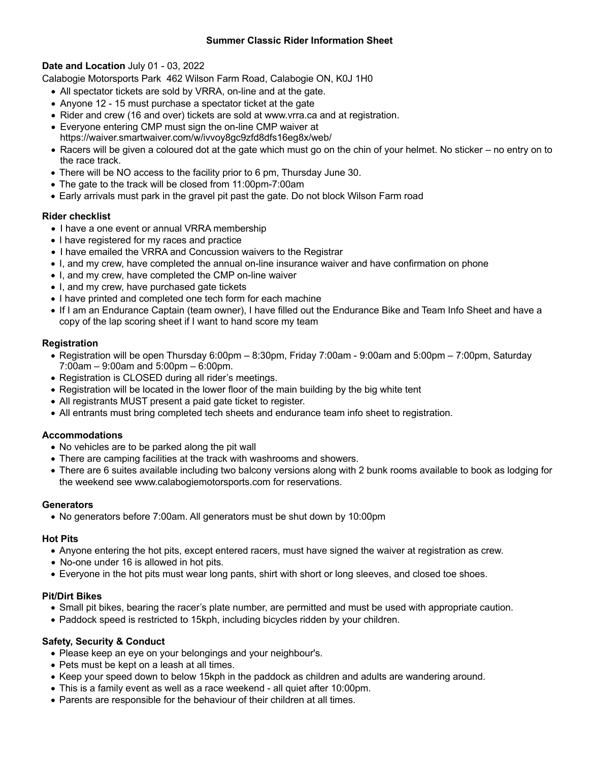# Summer Classic Rider Information Sheet

**Date and Location** July 01 - 03, 2022

Calabogie Motorsports Park 462 Wilson Farm Road, Calabogie ON, K0J 1H0

- All spectator tickets are sold by VRRA, on-line and at the gate.
- Anyone 12 - 15 must purchase a spectator ticket at the gate
- Rider and crew (16 and over) tickets are sold at www.vrra.ca and at registration.
- Everyone entering CMP must sign the on-line CMP waiver at https://waiver.smartwaiver.com/w/ivvoy8gc9zfd8dfs16eg8x/web/
- Racers will be given a coloured dot at the gate which must go on the chin of your helmet. No sticker – no entry on to the race track.
- There will be NO access to the facility prior to 6 pm, Thursday June 30.
- The gate to the track will be closed from 11:00pm-7:00am
- Early arrivals must park in the gravel pit past the gate. Do not block Wilson Farm road

## Rider checklist

- I have a one event or annual VRRA membership
- I have registered for my races and practice
- I have emailed the VRRA and Concussion waivers to the Registrar
- I, and my crew, have completed the annual on-line insurance waiver and have confirmation on phone
- I, and my crew, have completed the CMP on-line waiver
- I, and my crew, have purchased gate tickets
- I have printed and completed one tech form for each machine
- If I am an Endurance Captain (team owner), I have filled out the Endurance Bike and Team Info Sheet and have a copy of the lap scoring sheet if I want to hand score my team

## Registration

- Registration will be open Thursday 6:00pm – 8:30pm, Friday 7:00am - 9:00am and 5:00pm – 7:00pm, Saturday 7:00am – 9:00am and 5:00pm – 6:00pm.
- Registration is CLOSED during all rider's meetings.
- Registration will be located in the lower floor of the main building by the big white tent
- All registrants MUST present a paid gate ticket to register.
- All entrants must bring completed tech sheets and endurance team info sheet to registration.

## Accommodations

- No vehicles are to be parked along the pit wall
- There are camping facilities at the track with washrooms and showers.
- There are 6 suites available including two balcony versions along with 2 bunk rooms available to book as lodging for the weekend see www.calabogiemotorsports.com for reservations.

## Generators

- No generators before 7:00am. All generators must be shut down by 10:00pm

## Hot Pits

- Anyone entering the hot pits, except entered racers, must have signed the waiver at registration as crew.
- No-one under 16 is allowed in hot pits.
- Everyone in the hot pits must wear long pants, shirt with short or long sleeves, and closed toe shoes.

## Pit/Dirt Bikes

- Small pit bikes, bearing the racer's plate number, are permitted and must be used with appropriate caution.
- Paddock speed is restricted to 15kph, including bicycles ridden by your children.

## Safety, Security & Conduct

- Please keep an eye on your belongings and your neighbour's.
- Pets must be kept on a leash at all times.
- Keep your speed down to below 15kph in the paddock as children and adults are wandering around.
- This is a family event as well as a race weekend - all quiet after 10:00pm.
- Parents are responsible for the behaviour of their children at all times.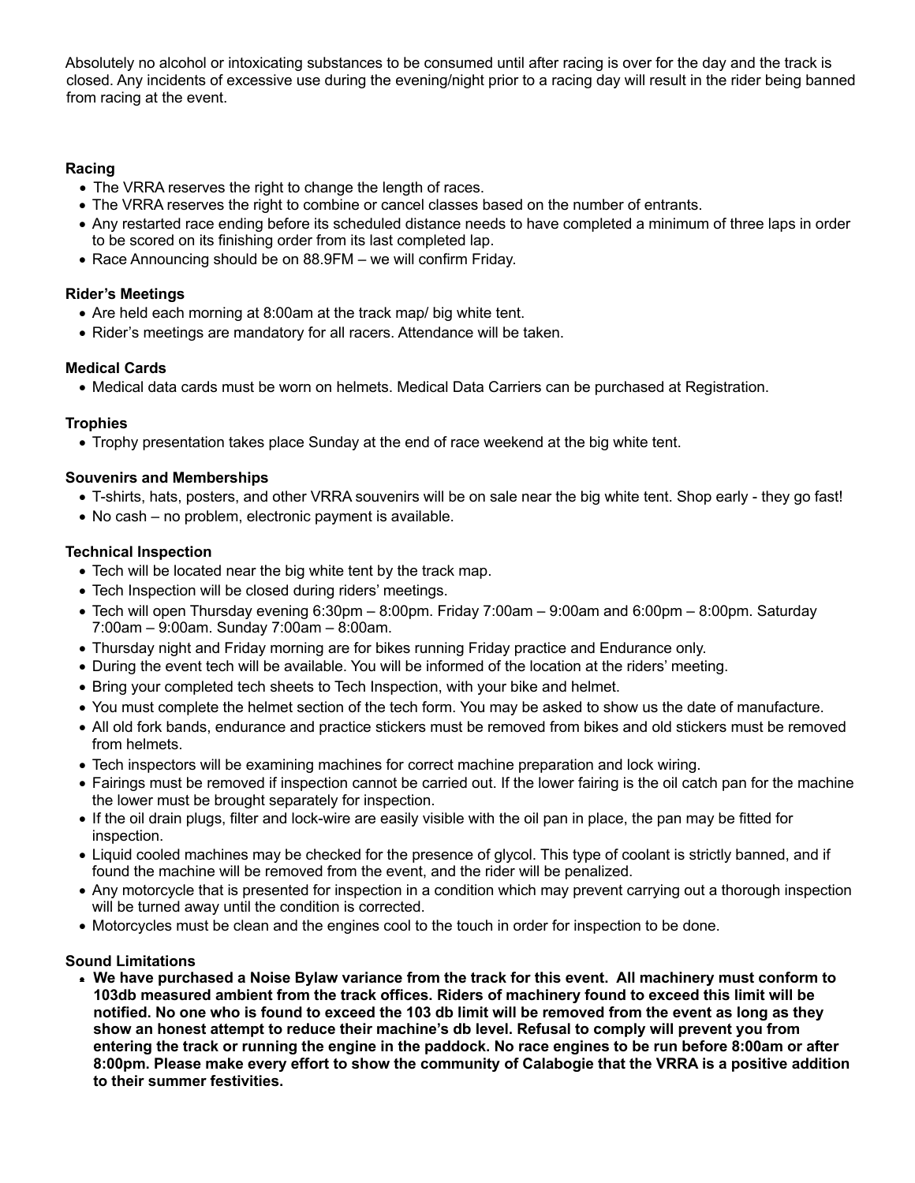Absolutely no alcohol or intoxicating substances to be consumed until after racing is over for the day and the track is closed. Any incidents of excessive use during the evening/night prior to a racing day will result in the rider being banned from racing at the event.

**Racing**

- The VRRA reserves the right to change the length of races.
- The VRRA reserves the right to combine or cancel classes based on the number of entrants.
- Any restarted race ending before its scheduled distance needs to have completed a minimum of three laps in order to be scored on its finishing order from its last completed lap.
- Race Announcing should be on 88.9FM – we will confirm Friday.

**Rider's Meetings**

- Are held each morning at 8:00am at the track map/ big white tent.
- Rider's meetings are mandatory for all racers. Attendance will be taken.

**Medical Cards**

- Medical data cards must be worn on helmets. Medical Data Carriers can be purchased at Registration.

**Trophies**

- Trophy presentation takes place Sunday at the end of race weekend at the big white tent.

**Souvenirs and Memberships**

- T-shirts, hats, posters, and other VRRA souvenirs will be on sale near the big white tent. Shop early - they go fast!
- No cash – no problem, electronic payment is available.

**Technical Inspection**

- Tech will be located near the big white tent by the track map.
- Tech Inspection will be closed during riders' meetings.
- Tech will open Thursday evening 6:30pm – 8:00pm. Friday 7:00am – 9:00am and 6:00pm – 8:00pm. Saturday 7:00am – 9:00am. Sunday 7:00am – 8:00am.
- Thursday night and Friday morning are for bikes running Friday practice and Endurance only.
- During the event tech will be available. You will be informed of the location at the riders' meeting.
- Bring your completed tech sheets to Tech Inspection, with your bike and helmet.
- You must complete the helmet section of the tech form. You may be asked to show us the date of manufacture.
- All old fork bands, endurance and practice stickers must be removed from bikes and old stickers must be removed from helmets.
- Tech inspectors will be examining machines for correct machine preparation and lock wiring.
- Fairings must be removed if inspection cannot be carried out. If the lower fairing is the oil catch pan for the machine the lower must be brought separately for inspection.
- If the oil drain plugs, filter and lock-wire are easily visible with the oil pan in place, the pan may be fitted for inspection.
- Liquid cooled machines may be checked for the presence of glycol. This type of coolant is strictly banned, and if found the machine will be removed from the event, and the rider will be penalized.
- Any motorcycle that is presented for inspection in a condition which may prevent carrying out a thorough inspection will be turned away until the condition is corrected.
- Motorcycles must be clean and the engines cool to the touch in order for inspection to be done.

**Sound Limitations**

- **We have purchased a Noise Bylaw variance from the track for this event. All machinery must conform to 103db measured ambient from the track offices. Riders of machinery found to exceed this limit will be notified. No one who is found to exceed the 103 db limit will be removed from the event as long as they show an honest attempt to reduce their machine's db level. Refusal to comply will prevent you from entering the track or running the engine in the paddock. No race engines to be run before 8:00am or after 8:00pm. Please make every effort to show the community of Calabogie that the VRRA is a positive addition to their summer festivities.**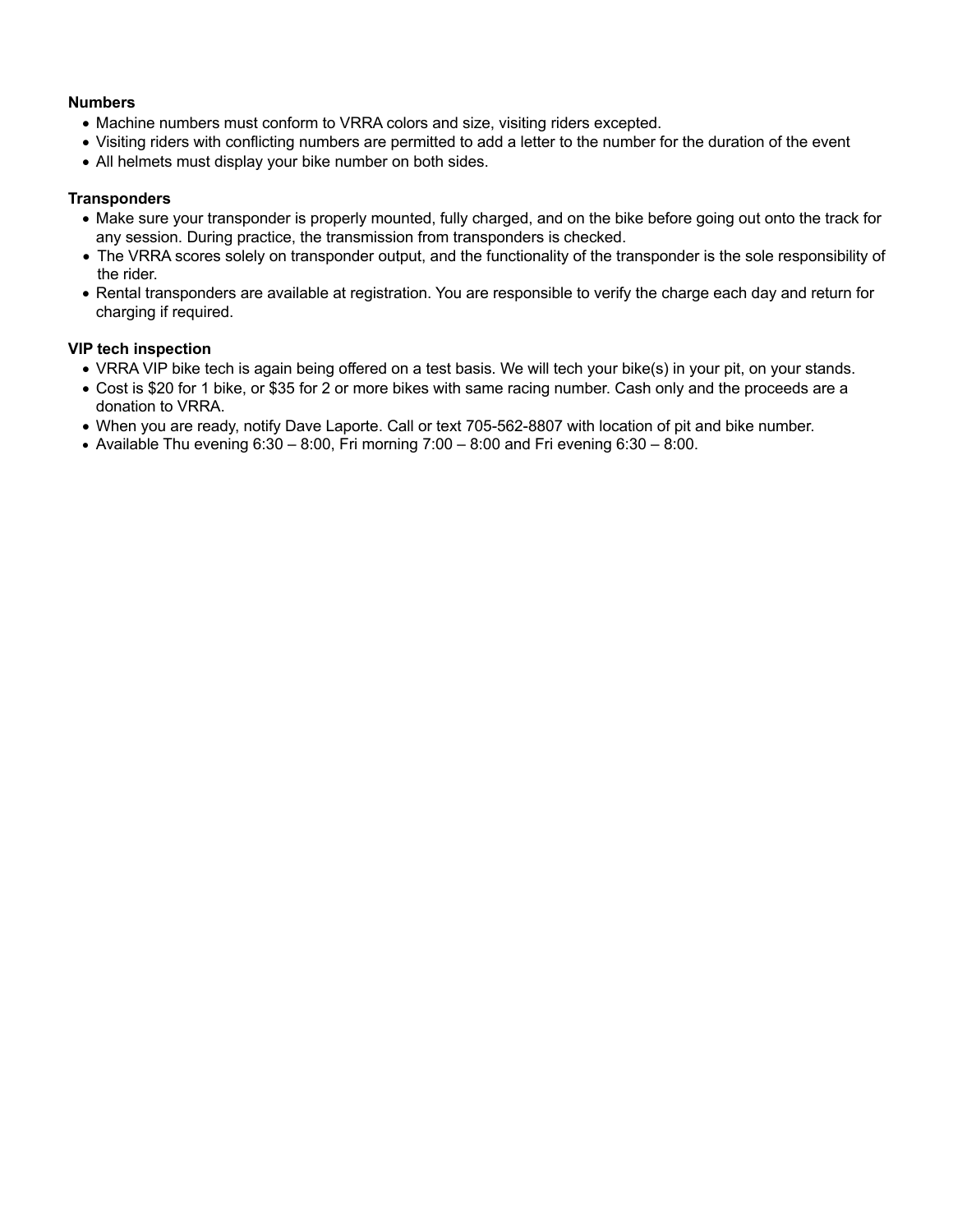**Numbers**

- Machine numbers must conform to VRRA colors and size, visiting riders excepted.
- Visiting riders with conflicting numbers are permitted to add a letter to the number for the duration of the event
- All helmets must display your bike number on both sides.

**Transponders**

- Make sure your transponder is properly mounted, fully charged, and on the bike before going out onto the track for any session. During practice, the transmission from transponders is checked.
- The VRRA scores solely on transponder output, and the functionality of the transponder is the sole responsibility of the rider.
- Rental transponders are available at registration. You are responsible to verify the charge each day and return for charging if required.

**VIP tech inspection**

- VRRA VIP bike tech is again being offered on a test basis. We will tech your bike(s) in your pit, on your stands.
- Cost is $20 for 1 bike, or $35 for 2 or more bikes with same racing number. Cash only and the proceeds are a donation to VRRA.
- When you are ready, notify Dave Laporte. Call or text 705-562-8807 with location of pit and bike number.
- Available Thu evening 6:30 – 8:00, Fri morning 7:00 – 8:00 and Fri evening 6:30 – 8:00.